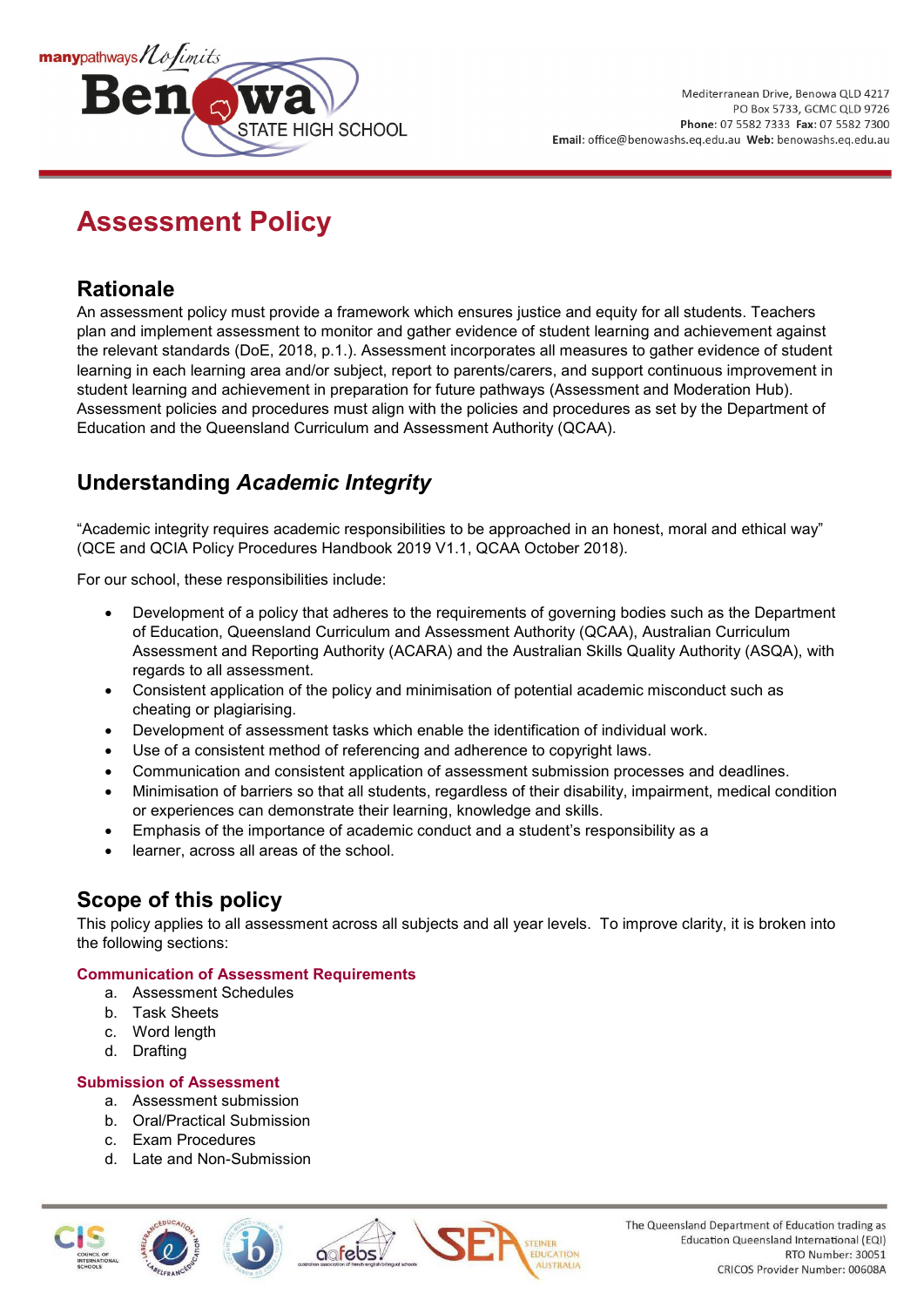# Assessment Policy

## Rationale

An assessment policy must provide a framework which ensures justice and equity for all students. Teachers plan and implement assessment to monitor and gather evidence of student learning and achievement against the relevant standards (DoE, 2018, p.1.). Assessment incorporates all measures to gather evidence of student learning in each learning area and/or subject, report to parents/carers, and support continuous improvement in student learning and achievement in preparation for future pathways (Assessment and Moderation Hub). Assessment policies and procedures must align with the policies and procedures as set by the Department of Education and the Queensland Curriculum and Assessment Authority (QCAA).

## Understanding *Academic Integrity*

"Academic integrity requires academic responsibilities to be approached in an honest, moral and ethical way" (QCE and QCIA Policy Procedures Handbook 2019 V1.1, QCAA October 2018).

For our school, these responsibilities include:

- Development of a policy that adheres to the requirements of governing bodies such as the Department of Education, Queensland Curriculum and Assessment Authority (QCAA), Australian Curriculum Assessment and Reporting Authority (ACARA) and the Australian Skills Quality Authority (ASQA), with regards to all assessment.
- Consistent application of the policy and minimisation of potential academic misconduct such as cheating or plagiarising.
- Development of assessment tasks which enable the identification of individual work.
- Use of a consistent method of referencing and adherence to copyright laws.
- Communication and consistent application of assessment submission processes and deadlines.
- Minimisation of barriers so that all students, regardless of their disability, impairment, medical condition or experiences can demonstrate their learning, knowledge and skills.
- Emphasis of the importance of academic conduct and a student's responsibility as a
- learner, across all areas of the school.

## Scope of this policy

This policy applies to all assessment across all subjects and all year levels. To improve clarity, it is broken into the following sections:

#### Communication of Assessment Requirements

a. Assessment Schedules
b. Task Sheets
c. Word length
d. Drafting

#### Submission of Assessment

a. Assessment submission
b. Oral/Practical Submission
c. Exam Procedures
d. Late and Non-Submission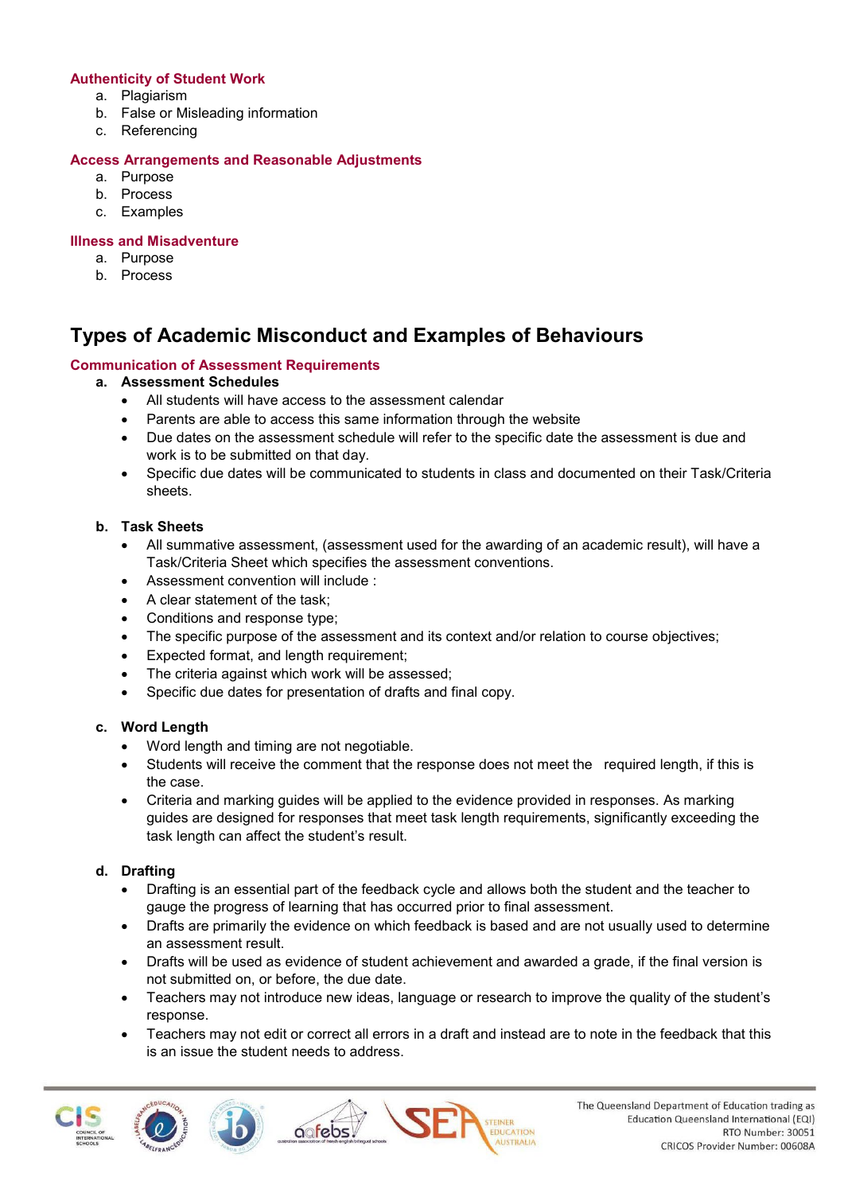### Authenticity of Student Work

a. Plagiarism
b. False or Misleading information
c. Referencing

### Access Arrangements and Reasonable Adjustments

a. Purpose
b. Process
c. Examples

### Illness and Misadventure

a. Purpose
b. Process

## Types of Academic Misconduct and Examples of Behaviours

### Communication of Assessment Requirements

**a. Assessment Schedules**

- All students will have access to the assessment calendar
- Parents are able to access this same information through the website
- Due dates on the assessment schedule will refer to the specific date the assessment is due and work is to be submitted on that day.
- Specific due dates will be communicated to students in class and documented on their Task/Criteria sheets.

**b. Task Sheets**

- All summative assessment, (assessment used for the awarding of an academic result), will have a Task/Criteria Sheet which specifies the assessment conventions.
- Assessment convention will include :
- A clear statement of the task;
- Conditions and response type;
- The specific purpose of the assessment and its context and/or relation to course objectives;
- Expected format, and length requirement;
- The criteria against which work will be assessed;
- Specific due dates for presentation of drafts and final copy.

**c. Word Length**

- Word length and timing are not negotiable.
- Students will receive the comment that the response does not meet the required length, if this is the case.
- Criteria and marking guides will be applied to the evidence provided in responses. As marking guides are designed for responses that meet task length requirements, significantly exceeding the task length can affect the student's result.

**d. Drafting**

- Drafting is an essential part of the feedback cycle and allows both the student and the teacher to gauge the progress of learning that has occurred prior to final assessment.
- Drafts are primarily the evidence on which feedback is based and are not usually used to determine an assessment result.
- Drafts will be used as evidence of student achievement and awarded a grade, if the final version is not submitted on, or before, the due date.
- Teachers may not introduce new ideas, language or research to improve the quality of the student's response.
- Teachers may not edit or correct all errors in a draft and instead are to note in the feedback that this is an issue the student needs to address.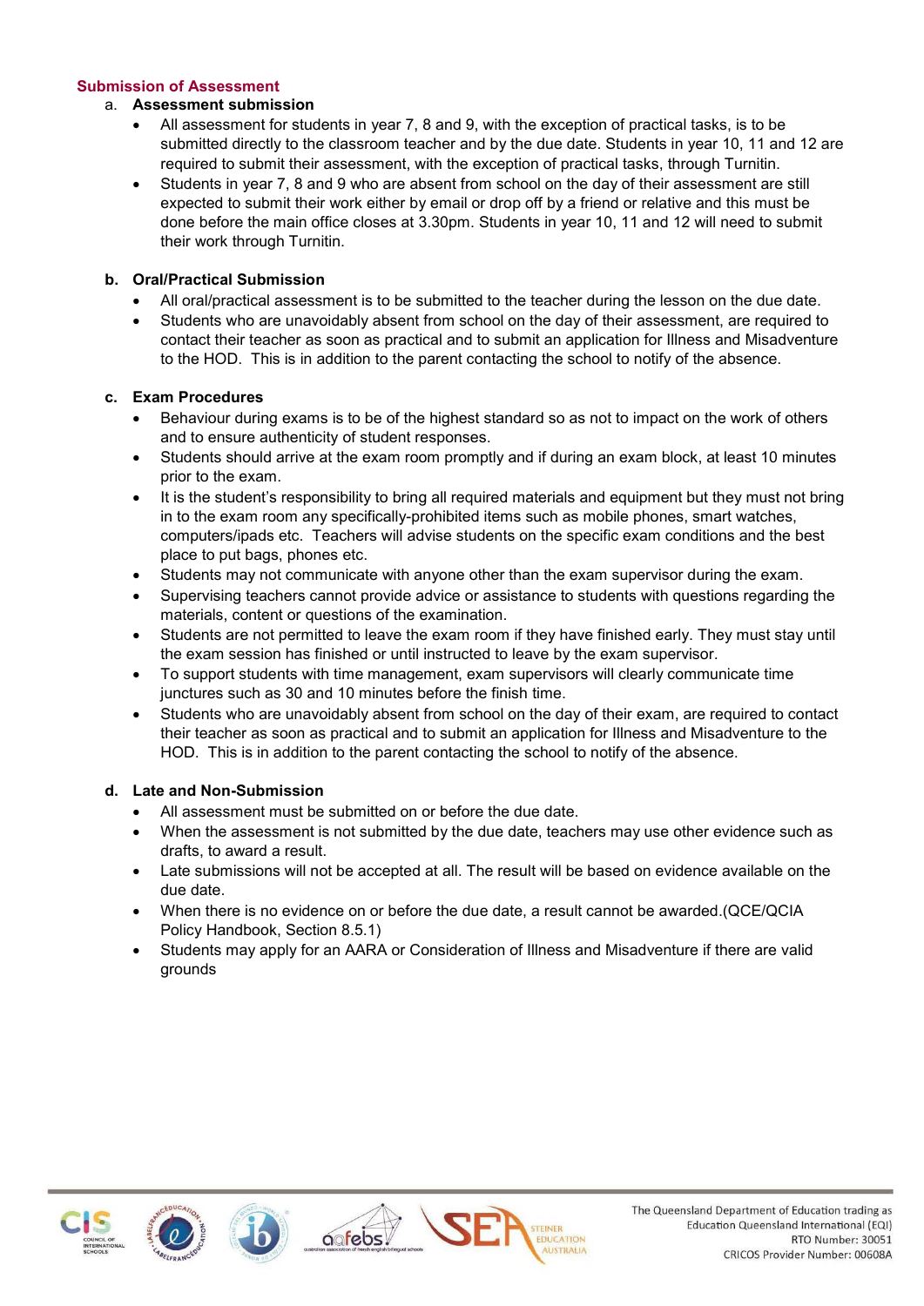## Submission of Assessment

a. **Assessment submission**

- All assessment for students in year 7, 8 and 9, with the exception of practical tasks, is to be submitted directly to the classroom teacher and by the due date. Students in year 10, 11 and 12 are required to submit their assessment, with the exception of practical tasks, through Turnitin.
- Students in year 7, 8 and 9 who are absent from school on the day of their assessment are still expected to submit their work either by email or drop off by a friend or relative and this must be done before the main office closes at 3.30pm. Students in year 10, 11 and 12 will need to submit their work through Turnitin.

b. **Oral/Practical Submission**

- All oral/practical assessment is to be submitted to the teacher during the lesson on the due date.
- Students who are unavoidably absent from school on the day of their assessment, are required to contact their teacher as soon as practical and to submit an application for Illness and Misadventure to the HOD. This is in addition to the parent contacting the school to notify of the absence.

c. **Exam Procedures**

- Behaviour during exams is to be of the highest standard so as not to impact on the work of others and to ensure authenticity of student responses.
- Students should arrive at the exam room promptly and if during an exam block, at least 10 minutes prior to the exam.
- It is the student's responsibility to bring all required materials and equipment but they must not bring in to the exam room any specifically-prohibited items such as mobile phones, smart watches, computers/ipads etc. Teachers will advise students on the specific exam conditions and the best place to put bags, phones etc.
- Students may not communicate with anyone other than the exam supervisor during the exam.
- Supervising teachers cannot provide advice or assistance to students with questions regarding the materials, content or questions of the examination.
- Students are not permitted to leave the exam room if they have finished early. They must stay until the exam session has finished or until instructed to leave by the exam supervisor.
- To support students with time management, exam supervisors will clearly communicate time junctures such as 30 and 10 minutes before the finish time.
- Students who are unavoidably absent from school on the day of their exam, are required to contact their teacher as soon as practical and to submit an application for Illness and Misadventure to the HOD. This is in addition to the parent contacting the school to notify of the absence.

d. **Late and Non-Submission**

- All assessment must be submitted on or before the due date.
- When the assessment is not submitted by the due date, teachers may use other evidence such as drafts, to award a result.
- Late submissions will not be accepted at all. The result will be based on evidence available on the due date.
- When there is no evidence on or before the due date, a result cannot be awarded.(QCE/QCIA Policy Handbook, Section 8.5.1)
- Students may apply for an AARA or Consideration of Illness and Misadventure if there are valid grounds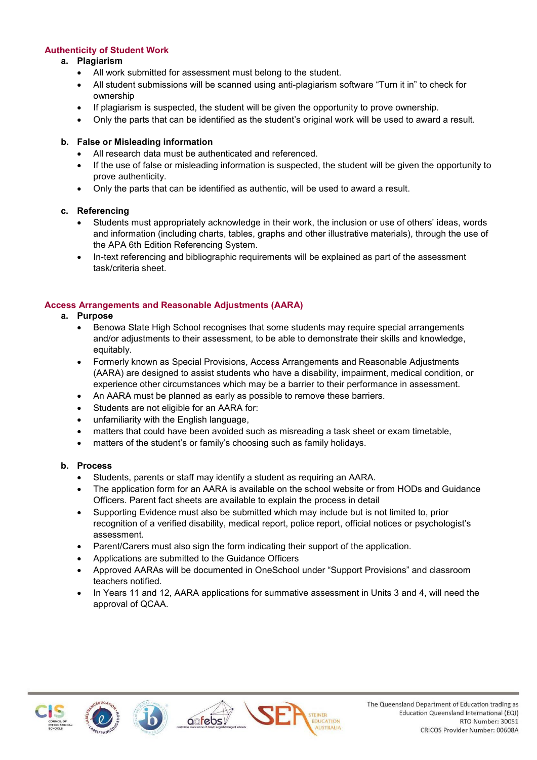## Authenticity of Student Work

**a. Plagiarism**

- All work submitted for assessment must belong to the student.
- All student submissions will be scanned using anti-plagiarism software "Turn it in" to check for ownership
- If plagiarism is suspected, the student will be given the opportunity to prove ownership.
- Only the parts that can be identified as the student's original work will be used to award a result.

**b. False or Misleading information**

- All research data must be authenticated and referenced.
- If the use of false or misleading information is suspected, the student will be given the opportunity to prove authenticity.
- Only the parts that can be identified as authentic, will be used to award a result.

**c. Referencing**

- Students must appropriately acknowledge in their work, the inclusion or use of others' ideas, words and information (including charts, tables, graphs and other illustrative materials), through the use of the APA 6th Edition Referencing System.
- In-text referencing and bibliographic requirements will be explained as part of the assessment task/criteria sheet.

## Access Arrangements and Reasonable Adjustments (AARA)

**a. Purpose**

- Benowa State High School recognises that some students may require special arrangements and/or adjustments to their assessment, to be able to demonstrate their skills and knowledge, equitably.
- Formerly known as Special Provisions, Access Arrangements and Reasonable Adjustments (AARA) are designed to assist students who have a disability, impairment, medical condition, or experience other circumstances which may be a barrier to their performance in assessment.
- An AARA must be planned as early as possible to remove these barriers.
- Students are not eligible for an AARA for:
- unfamiliarity with the English language,
- matters that could have been avoided such as misreading a task sheet or exam timetable,
- matters of the student's or family's choosing such as family holidays.

**b. Process**

- Students, parents or staff may identify a student as requiring an AARA.
- The application form for an AARA is available on the school website or from HODs and Guidance Officers. Parent fact sheets are available to explain the process in detail
- Supporting Evidence must also be submitted which may include but is not limited to, prior recognition of a verified disability, medical report, police report, official notices or psychologist's assessment.
- Parent/Carers must also sign the form indicating their support of the application.
- Applications are submitted to the Guidance Officers
- Approved AARAs will be documented in OneSchool under "Support Provisions" and classroom teachers notified.
- In Years 11 and 12, AARA applications for summative assessment in Units 3 and 4, will need the approval of QCAA.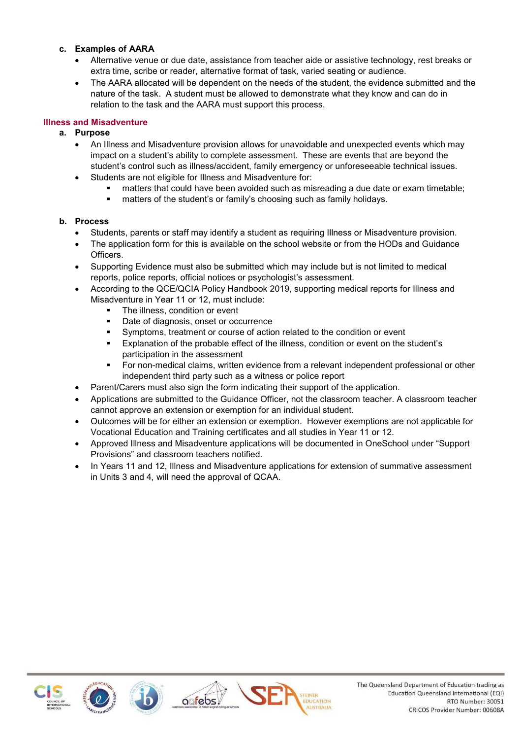**c. Examples of AARA**

- Alternative venue or due date, assistance from teacher aide or assistive technology, rest breaks or extra time, scribe or reader, alternative format of task, varied seating or audience.
- The AARA allocated will be dependent on the needs of the student, the evidence submitted and the nature of the task. A student must be allowed to demonstrate what they know and can do in relation to the task and the AARA must support this process.

## Illness and Misadventure

**a. Purpose**

- An Illness and Misadventure provision allows for unavoidable and unexpected events which may impact on a student's ability to complete assessment. These are events that are beyond the student's control such as illness/accident, family emergency or unforeseeable technical issues.
- Students are not eligible for Illness and Misadventure for:
  - matters that could have been avoided such as misreading a due date or exam timetable;
  - matters of the student's or family's choosing such as family holidays.

**b. Process**

- Students, parents or staff may identify a student as requiring Illness or Misadventure provision.
- The application form for this is available on the school website or from the HODs and Guidance Officers.
- Supporting Evidence must also be submitted which may include but is not limited to medical reports, police reports, official notices or psychologist's assessment.
- According to the QCE/QCIA Policy Handbook 2019, supporting medical reports for Illness and Misadventure in Year 11 or 12, must include:
  - The illness, condition or event
  - Date of diagnosis, onset or occurrence
  - Symptoms, treatment or course of action related to the condition or event
  - Explanation of the probable effect of the illness, condition or event on the student's participation in the assessment
  - For non-medical claims, written evidence from a relevant independent professional or other independent third party such as a witness or police report
- Parent/Carers must also sign the form indicating their support of the application.
- Applications are submitted to the Guidance Officer, not the classroom teacher. A classroom teacher cannot approve an extension or exemption for an individual student.
- Outcomes will be for either an extension or exemption. However exemptions are not applicable for Vocational Education and Training certificates and all studies in Year 11 or 12.
- Approved Illness and Misadventure applications will be documented in OneSchool under "Support Provisions" and classroom teachers notified.
- In Years 11 and 12, Illness and Misadventure applications for extension of summative assessment in Units 3 and 4, will need the approval of QCAA.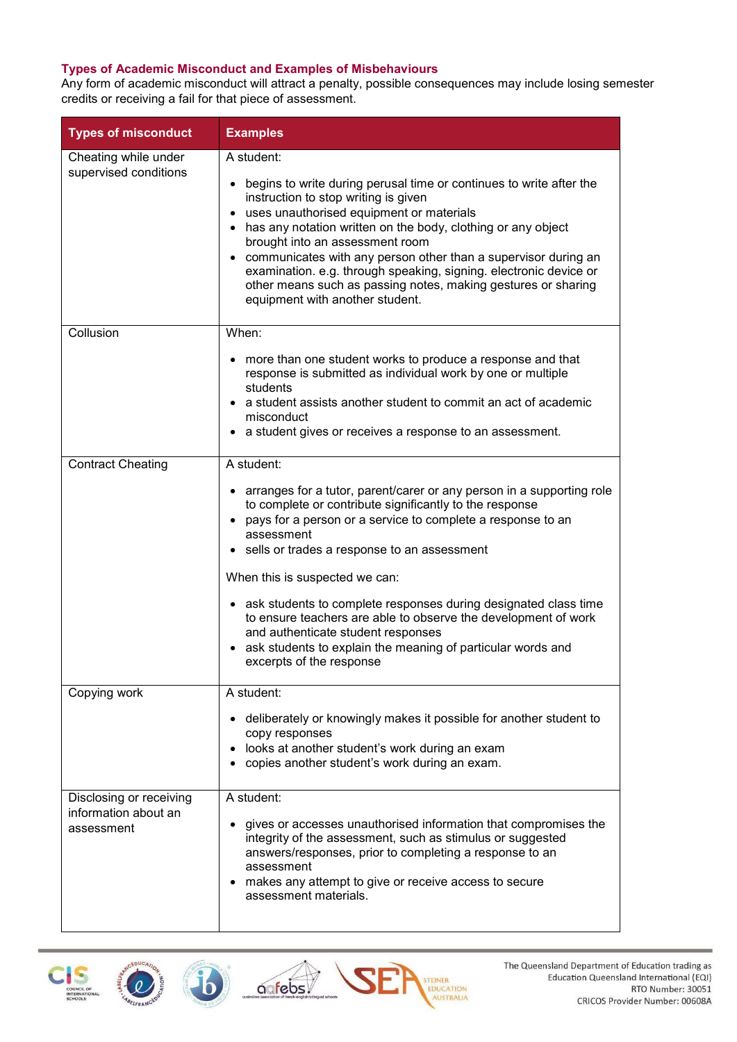### Types of Academic Misconduct and Examples of Misbehaviours

Any form of academic misconduct will attract a penalty, possible consequences may include losing semester credits or receiving a fail for that piece of assessment.

| Types of misconduct | Examples |
|---|---|
| Cheating while under supervised conditions | A student:<br>• begins to write during perusal time or continues to write after the instruction to stop writing is given<br>• uses unauthorised equipment or materials<br>• has any notation written on the body, clothing or any object brought into an assessment room<br>• communicates with any person other than a supervisor during an examination. e.g. through speaking, signing. electronic device or other means such as passing notes, making gestures or sharing equipment with another student. |
| Collusion | When:<br>• more than one student works to produce a response and that response is submitted as individual work by one or multiple students<br>• a student assists another student to commit an act of academic misconduct<br>• a student gives or receives a response to an assessment. |
| Contract Cheating | A student:<br>• arranges for a tutor, parent/carer or any person in a supporting role to complete or contribute significantly to the response<br>• pays for a person or a service to complete a response to an assessment<br>• sells or trades a response to an assessment<br><br>When this is suspected we can:<br>• ask students to complete responses during designated class time to ensure teachers are able to observe the development of work and authenticate student responses<br>• ask students to explain the meaning of particular words and excerpts of the response |
| Copying work | A student:<br>• deliberately or knowingly makes it possible for another student to copy responses<br>• looks at another student's work during an exam<br>• copies another student's work during an exam. |
| Disclosing or receiving information about an assessment | A student:<br>• gives or accesses unauthorised information that compromises the integrity of the assessment, such as stimulus or suggested answers/responses, prior to completing a response to an assessment<br>• makes any attempt to give or receive access to secure assessment materials. |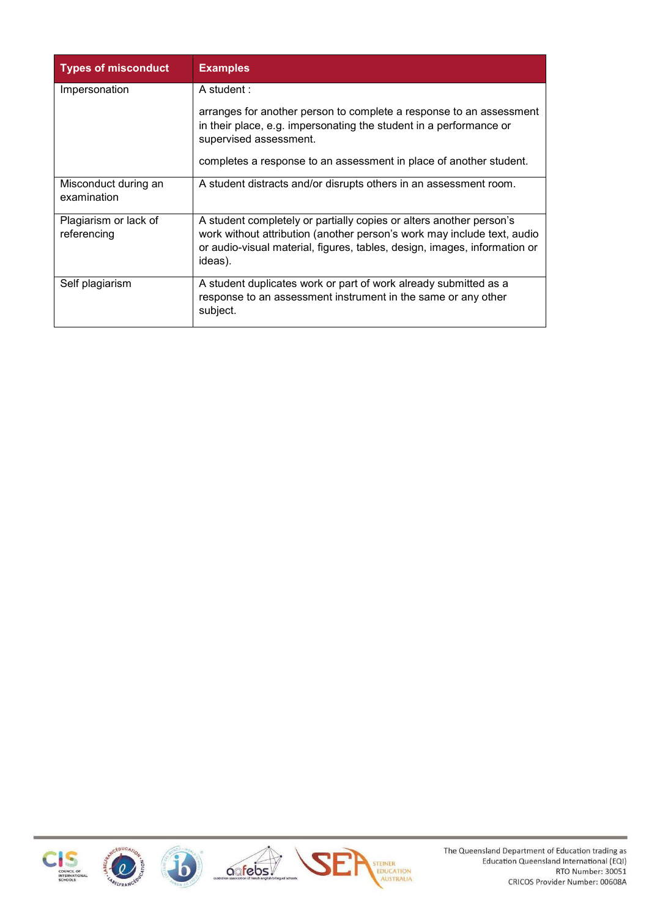| Types of misconduct | Examples |
| --- | --- |
| Impersonation | A student :<br><br>arranges for another person to complete a response to an assessment in their place, e.g. impersonating the student in a performance or supervised assessment.<br><br>completes a response to an assessment in place of another student. |
| Misconduct during an examination | A student distracts and/or disrupts others in an assessment room. |
| Plagiarism or lack of referencing | A student completely or partially copies or alters another person's work without attribution (another person's work may include text, audio or audio-visual material, figures, tables, design, images, information or ideas). |
| Self plagiarism | A student duplicates work or part of work already submitted as a response to an assessment instrument in the same or any other subject. |